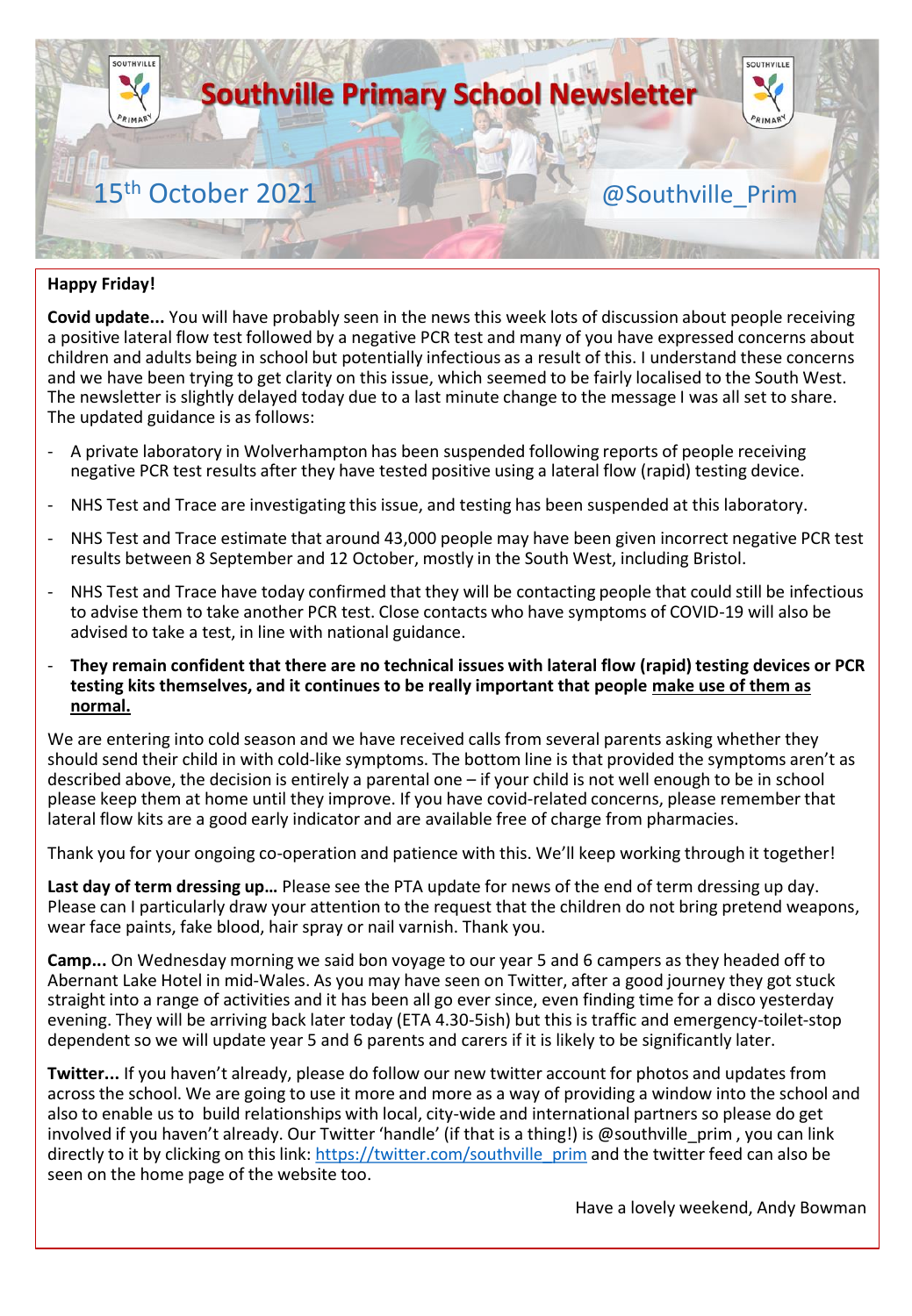# Southville Primary School Newsletter

15th October 2021 @Southville_Prim

**Happy Friday!**

**Covid update...** You will have probably seen in the news this week lots of discussion about people receiving a positive lateral flow test followed by a negative PCR test and many of you have expressed concerns about children and adults being in school but potentially infectious as a result of this. I understand these concerns and we have been trying to get clarity on this issue, which seemed to be fairly localised to the South West. The newsletter is slightly delayed today due to a last minute change to the message I was all set to share. The updated guidance is as follows:

- A private laboratory in Wolverhampton has been suspended following reports of people receiving negative PCR test results after they have tested positive using a lateral flow (rapid) testing device.
- NHS Test and Trace are investigating this issue, and testing has been suspended at this laboratory.
- NHS Test and Trace estimate that around 43,000 people may have been given incorrect negative PCR test results between 8 September and 12 October, mostly in the South West, including Bristol.
- NHS Test and Trace have today confirmed that they will be contacting people that could still be infectious to advise them to take another PCR test. Close contacts who have symptoms of COVID-19 will also be advised to take a test, in line with national guidance.
- **They remain confident that there are no technical issues with lateral flow (rapid) testing devices or PCR testing kits themselves, and it continues to be really important that people <u>make use of them as normal.</u>**

We are entering into cold season and we have received calls from several parents asking whether they should send their child in with cold-like symptoms. The bottom line is that provided the symptoms aren't as described above, the decision is entirely a parental one – if your child is not well enough to be in school please keep them at home until they improve. If you have covid-related concerns, please remember that lateral flow kits are a good early indicator and are available free of charge from pharmacies.

Thank you for your ongoing co-operation and patience with this. We'll keep working through it together!

**Last day of term dressing up…** Please see the PTA update for news of the end of term dressing up day. Please can I particularly draw your attention to the request that the children do not bring pretend weapons, wear face paints, fake blood, hair spray or nail varnish. Thank you.

**Camp...** On Wednesday morning we said bon voyage to our year 5 and 6 campers as they headed off to Abernant Lake Hotel in mid-Wales. As you may have seen on Twitter, after a good journey they got stuck straight into a range of activities and it has been all go ever since, even finding time for a disco yesterday evening. They will be arriving back later today (ETA 4.30-5ish) but this is traffic and emergency-toilet-stop dependent so we will update year 5 and 6 parents and carers if it is likely to be significantly later.

**Twitter...** If you haven't already, please do follow our new twitter account for photos and updates from across the school. We are going to use it more and more as a way of providing a window into the school and also to enable us to build relationships with local, city-wide and international partners so please do get involved if you haven't already. Our Twitter 'handle' (if that is a thing!) is @southville_prim , you can link directly to it by clicking on this link: [https://twitter.com/southville_prim](https://twitter.com/southville_prim) and the twitter feed can also be seen on the home page of the website too.

Have a lovely weekend, Andy Bowman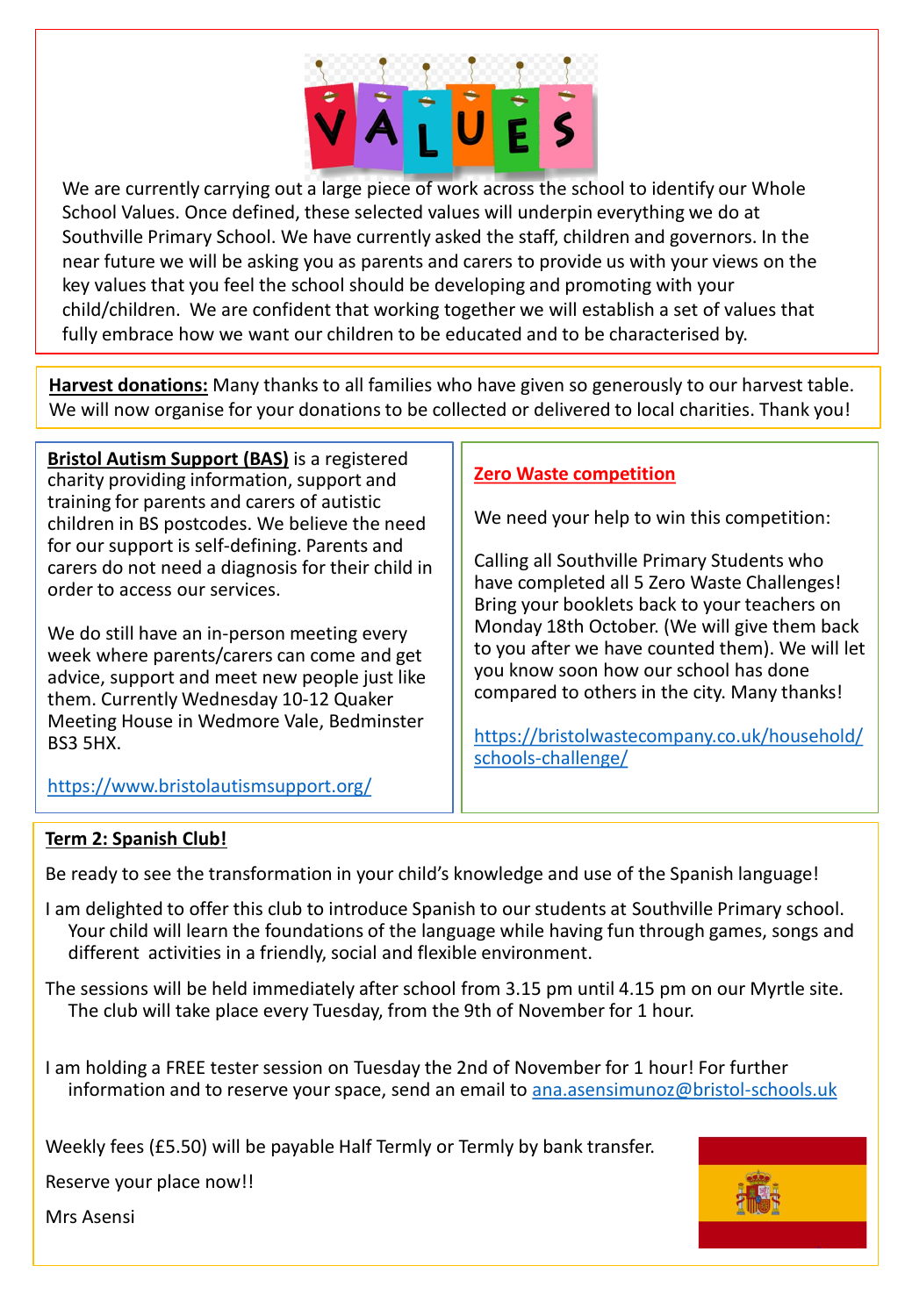# VALUES

We are currently carrying out a large piece of work across the school to identify our Whole School Values. Once defined, these selected values will underpin everything we do at Southville Primary School. We have currently asked the staff, children and governors. In the near future we will be asking you as parents and carers to provide us with your views on the key values that you feel the school should be developing and promoting with your child/children. We are confident that working together we will establish a set of values that fully embrace how we want our children to be educated and to be characterised by.

**Harvest donations:** Many thanks to all families who have given so generously to our harvest table. We will now organise for your donations to be collected or delivered to local charities. Thank you!

**Bristol Autism Support (BAS)** is a registered charity providing information, support and training for parents and carers of autistic children in BS postcodes. We believe the need for our support is self-defining. Parents and carers do not need a diagnosis for their child in order to access our services.

We do still have an in-person meeting every week where parents/carers can come and get advice, support and meet new people just like them. Currently Wednesday 10-12 Quaker Meeting House in Wedmore Vale, Bedminster BS3 5HX.

https://www.bristolautismsupport.org/

**Zero Waste competition**

We need your help to win this competition:

Calling all Southville Primary Students who have completed all 5 Zero Waste Challenges! Bring your booklets back to your teachers on Monday 18th October. (We will give them back to you after we have counted them). We will let you know soon how our school has done compared to others in the city. Many thanks!

https://bristolwastecompany.co.uk/household/schools-challenge/

**Term 2: Spanish Club!**

Be ready to see the transformation in your child's knowledge and use of the Spanish language!

I am delighted to offer this club to introduce Spanish to our students at Southville Primary school. Your child will learn the foundations of the language while having fun through games, songs and different activities in a friendly, social and flexible environment.

The sessions will be held immediately after school from 3.15 pm until 4.15 pm on our Myrtle site. The club will take place every Tuesday, from the 9th of November for 1 hour.

I am holding a FREE tester session on Tuesday the 2nd of November for 1 hour! For further information and to reserve your space, send an email to ana.asensimunoz@bristol-schools.uk

Weekly fees (£5.50) will be payable Half Termly or Termly by bank transfer.

Reserve your place now!!

Mrs Asensi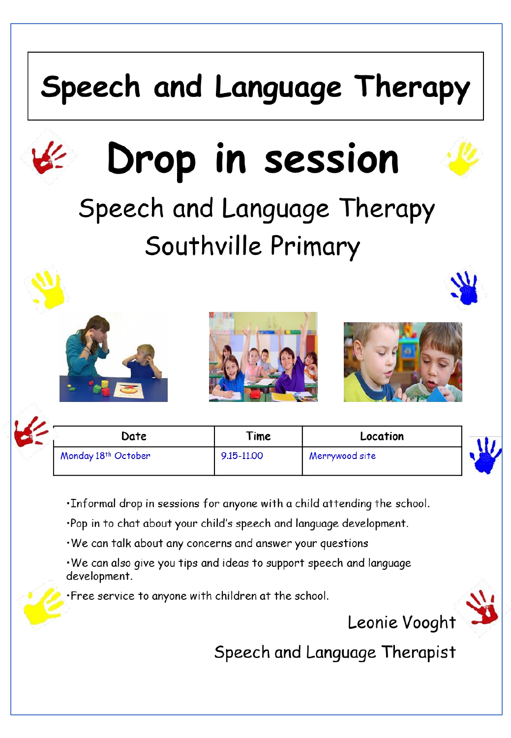# Speech and Language Therapy

# Drop in session

## Speech and Language Therapy

## Southville Primary

| Date | Time | Location |
|---|---|---|
| Monday 18th October | 9.15-11.00 | Merrywood site |

- Informal drop in sessions for anyone with a child attending the school.
- Pop in to chat about your child's speech and language development.
- We can talk about any concerns and answer your questions
- We can also give you tips and ideas to support speech and language development.
- Free service to anyone with children at the school.

Leonie Vooght

Speech and Language Therapist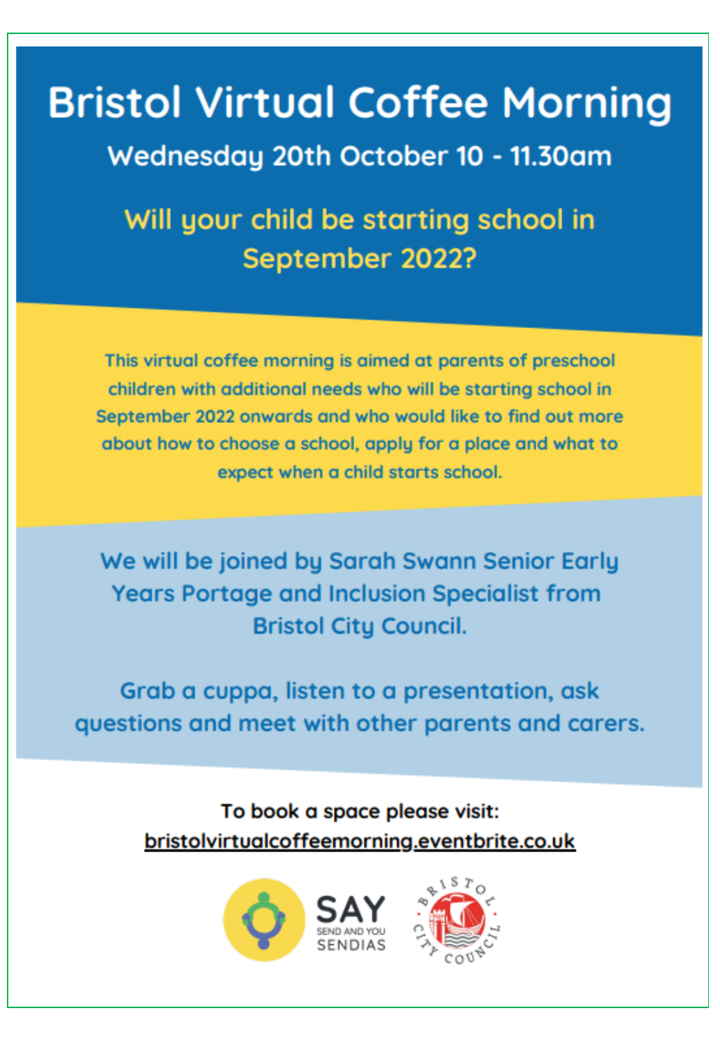# Bristol Virtual Coffee Morning

## Wednesday 20th October 10 - 11.30am

### Will your child be starting school in September 2022?

This virtual coffee morning is aimed at parents of preschool children with additional needs who will be starting school in September 2022 onwards and who would like to find out more about how to choose a school, apply for a place and what to expect when a child starts school.

We will be joined by Sarah Swann Senior Early Years Portage and Inclusion Specialist from Bristol City Council.

Grab a cuppa, listen to a presentation, ask questions and meet with other parents and carers.

**To book a space please visit:**
bristolvirtualcoffeemorning.eventbrite.co.uk

SAY
SEND AND YOU
SENDIAS

BRISTOL CITY COUNCIL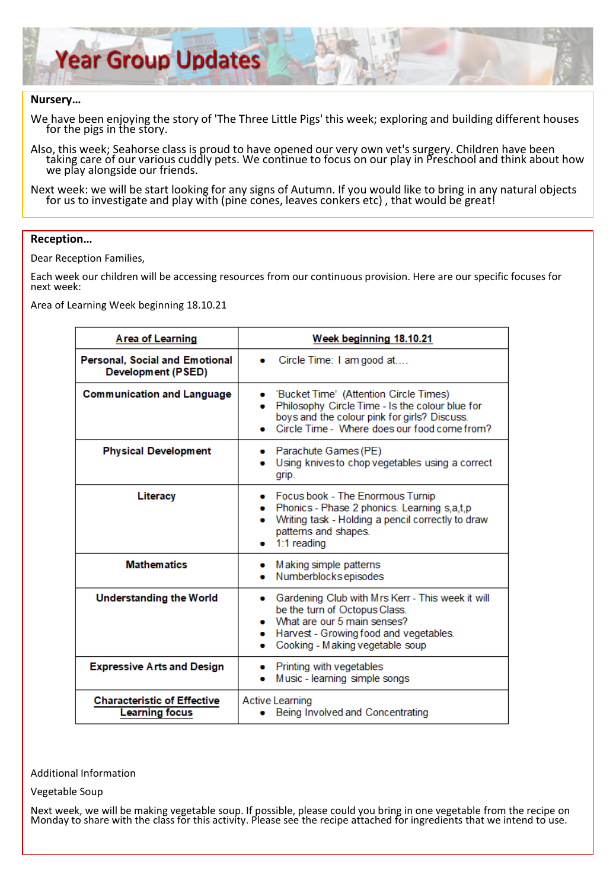# Year Group Updates

**Nursery…**

We have been enjoying the story of 'The Three Little Pigs' this week; exploring and building different houses for the pigs in the story.

Also, this week; Seahorse class is proud to have opened our very own vet's surgery. Children have been taking care of our various cuddly pets. We continue to focus on our play in Preschool and think about how we play alongside our friends.

Next week: we will be start looking for any signs of Autumn. If you would like to bring in any natural objects for us to investigate and play with (pine cones, leaves conkers etc) , that would be great!

**Reception…**

Dear Reception Families,

Each week our children will be accessing resources from our continuous provision. Here are our specific focuses for next week:

Area of Learning Week beginning 18.10.21

| Area of Learning | Week beginning 18.10.21 |
|---|---|
| **Personal, Social and Emotional Development (PSED)** | • Circle Time: I am good at…. |
| **Communication and Language** | • 'Bucket Time' (Attention Circle Times)<br>• Philosophy Circle Time - Is the colour blue for boys and the colour pink for girls? Discuss.<br>• Circle Time - Where does our food come from? |
| **Physical Development** | • Parachute Games (PE)<br>• Using knives to chop vegetables using a correct grip. |
| **Literacy** | • Focus book - The Enormous Turnip<br>• Phonics - Phase 2 phonics. Learning s,a,t,p<br>• Writing task - Holding a pencil correctly to draw patterns and shapes.<br>• 1:1 reading |
| **Mathematics** | • Making simple patterns<br>• Numberblocks episodes |
| **Understanding the World** | • Gardening Club with Mrs Kerr - This week it will be the turn of Octopus Class.<br>• What are our 5 main senses?<br>• Harvest - Growing food and vegetables.<br>• Cooking - Making vegetable soup |
| **Expressive Arts and Design** | • Printing with vegetables<br>• Music - learning simple songs |
| **Characteristic of Effective Learning focus** | Active Learning<br>• Being Involved and Concentrating |

Additional Information

Vegetable Soup

Next week, we will be making vegetable soup. If possible, please could you bring in one vegetable from the recipe on Monday to share with the class for this activity. Please see the recipe attached for ingredients that we intend to use.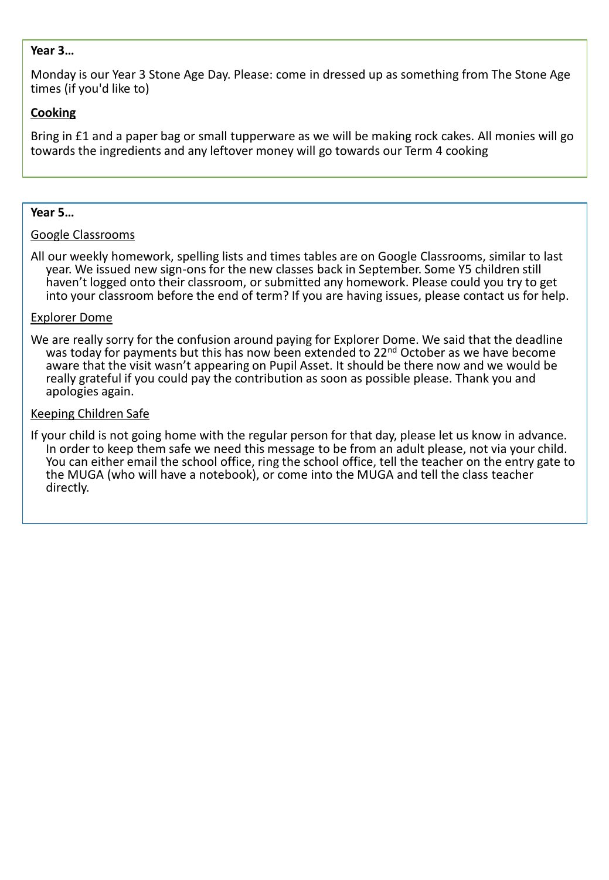**Year 3…**

Monday is our Year 3 Stone Age Day. Please: come in dressed up as something from The Stone Age times (if you'd like to)

**Cooking**

Bring in £1 and a paper bag or small tupperware as we will be making rock cakes. All monies will go towards the ingredients and any leftover money will go towards our Term 4 cooking

**Year 5…**

Google Classrooms

All our weekly homework, spelling lists and times tables are on Google Classrooms, similar to last year. We issued new sign-ons for the new classes back in September. Some Y5 children still haven't logged onto their classroom, or submitted any homework. Please could you try to get into your classroom before the end of term? If you are having issues, please contact us for help.

Explorer Dome

We are really sorry for the confusion around paying for Explorer Dome. We said that the deadline was today for payments but this has now been extended to 22nd October as we have become aware that the visit wasn't appearing on Pupil Asset. It should be there now and we would be really grateful if you could pay the contribution as soon as possible please. Thank you and apologies again.

Keeping Children Safe

If your child is not going home with the regular person for that day, please let us know in advance. In order to keep them safe we need this message to be from an adult please, not via your child. You can either email the school office, ring the school office, tell the teacher on the entry gate to the MUGA (who will have a notebook), or come into the MUGA and tell the class teacher directly.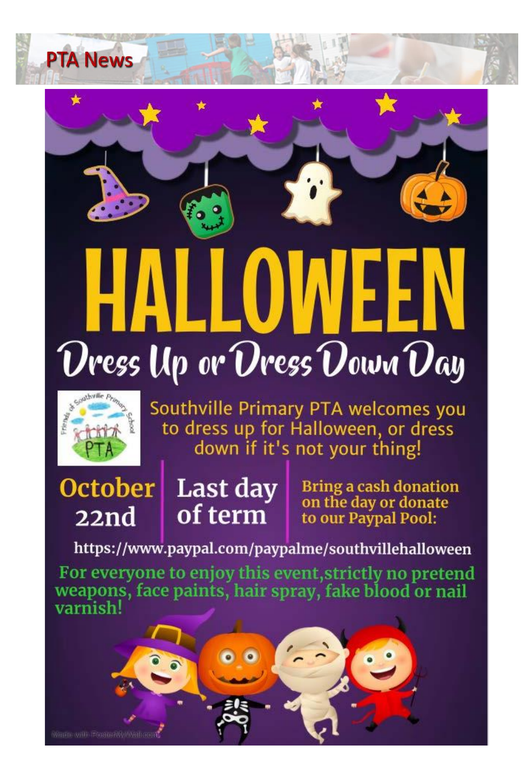## PTA News

# HALLOWEEN

## Dress Up or Dress Down Day

Southville Primary PTA welcomes you to dress up for Halloween, or dress down if it's not your thing!

**October 22nd** | **Last day of term** | **Bring a cash donation on the day or donate to our Paypal Pool:**

https://www.paypal.com/paypalme/southvillehalloween

**For everyone to enjoy this event,strictly no pretend weapons, face paints, hair spray, fake blood or nail varnish!**